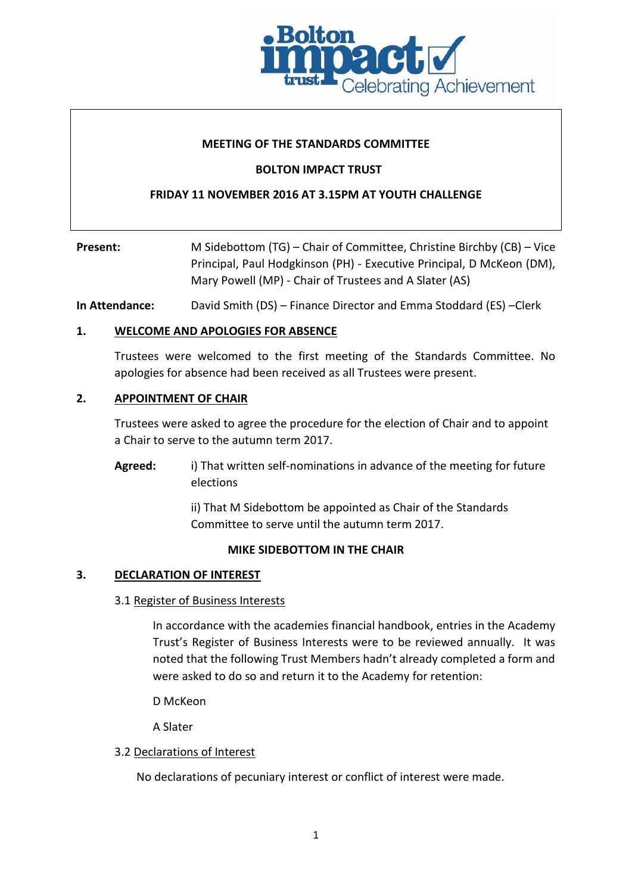**MEETING OF THE STANDARDS COMMITTEE**

**BOLTON IMPACT TRUST**

**FRIDAY 11 NOVEMBER 2016 AT 3.15PM AT YOUTH CHALLENGE**

**Present:** M Sidebottom (TG) – Chair of Committee, Christine Birchby (CB) – Vice Principal, Paul Hodgkinson (PH) - Executive Principal, D McKeon (DM), Mary Powell (MP) - Chair of Trustees and A Slater (AS)

**In Attendance:** David Smith (DS) – Finance Director and Emma Stoddard (ES) –Clerk

## 1. WELCOME AND APOLOGIES FOR ABSENCE

Trustees were welcomed to the first meeting of the Standards Committee. No apologies for absence had been received as all Trustees were present.

## 2. APPOINTMENT OF CHAIR

Trustees were asked to agree the procedure for the election of Chair and to appoint a Chair to serve to the autumn term 2017.

**Agreed:** i) That written self-nominations in advance of the meeting for future elections

ii) That M Sidebottom be appointed as Chair of the Standards Committee to serve until the autumn term 2017.

**MIKE SIDEBOTTOM IN THE CHAIR**

## 3. DECLARATION OF INTEREST

### 3.1 Register of Business Interests

In accordance with the academies financial handbook, entries in the Academy Trust's Register of Business Interests were to be reviewed annually. It was noted that the following Trust Members hadn't already completed a form and were asked to do so and return it to the Academy for retention:

D McKeon

A Slater

### 3.2 Declarations of Interest

No declarations of pecuniary interest or conflict of interest were made.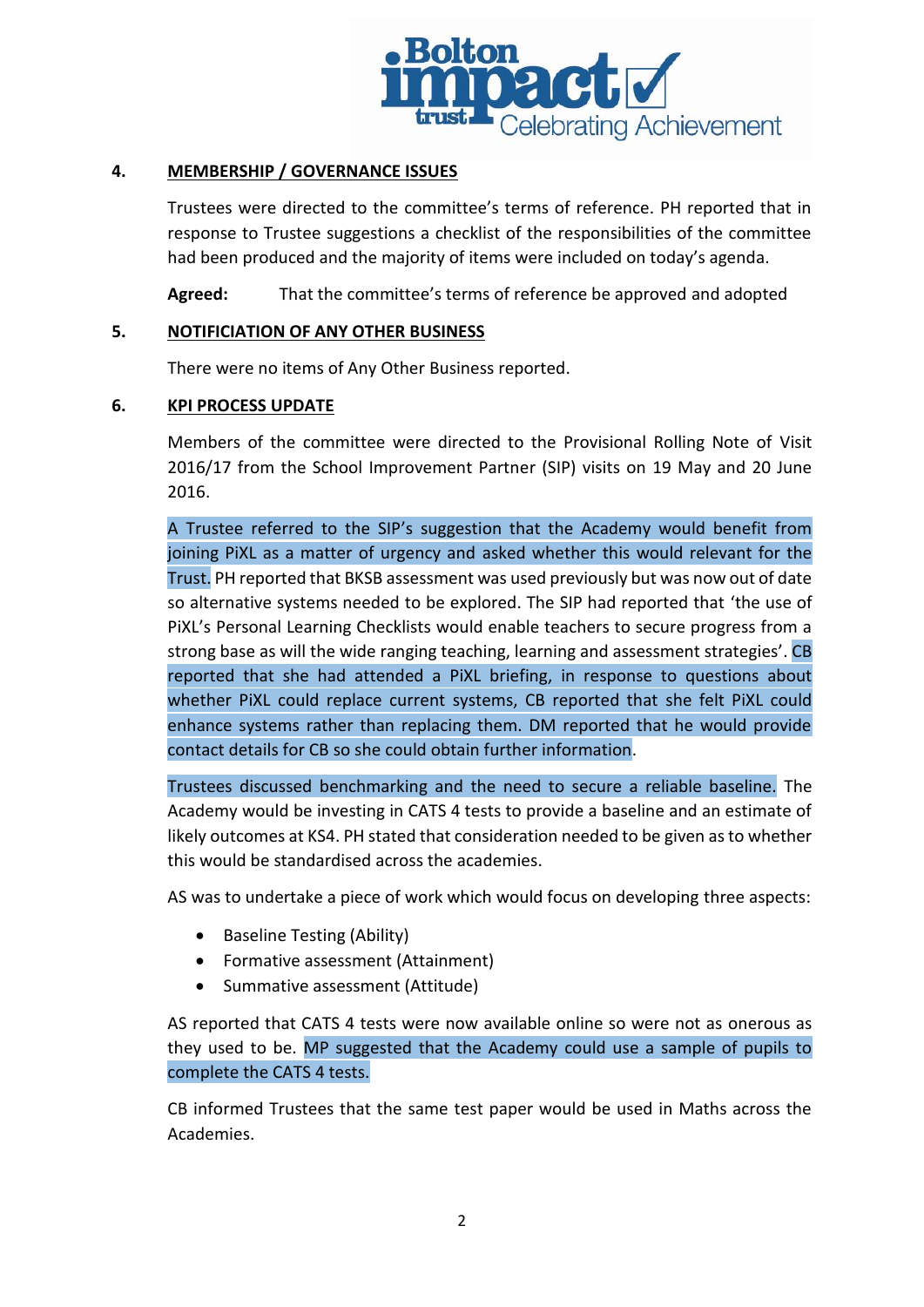**4. MEMBERSHIP / GOVERNANCE ISSUES**

Trustees were directed to the committee's terms of reference. PH reported that in response to Trustee suggestions a checklist of the responsibilities of the committee had been produced and the majority of items were included on today's agenda.

**Agreed:** That the committee's terms of reference be approved and adopted

**5. NOTIFICIATION OF ANY OTHER BUSINESS**

There were no items of Any Other Business reported.

**6. KPI PROCESS UPDATE**

Members of the committee were directed to the Provisional Rolling Note of Visit 2016/17 from the School Improvement Partner (SIP) visits on 19 May and 20 June 2016.

A Trustee referred to the SIP's suggestion that the Academy would benefit from joining PiXL as a matter of urgency and asked whether this would relevant for the Trust. PH reported that BKSB assessment was used previously but was now out of date so alternative systems needed to be explored. The SIP had reported that 'the use of PiXL's Personal Learning Checklists would enable teachers to secure progress from a strong base as will the wide ranging teaching, learning and assessment strategies'. CB reported that she had attended a PiXL briefing, in response to questions about whether PiXL could replace current systems, CB reported that she felt PiXL could enhance systems rather than replacing them. DM reported that he would provide contact details for CB so she could obtain further information.

Trustees discussed benchmarking and the need to secure a reliable baseline. The Academy would be investing in CATS 4 tests to provide a baseline and an estimate of likely outcomes at KS4. PH stated that consideration needed to be given as to whether this would be standardised across the academies.

AS was to undertake a piece of work which would focus on developing three aspects:

- Baseline Testing (Ability)
- Formative assessment (Attainment)
- Summative assessment (Attitude)

AS reported that CATS 4 tests were now available online so were not as onerous as they used to be. MP suggested that the Academy could use a sample of pupils to complete the CATS 4 tests.

CB informed Trustees that the same test paper would be used in Maths across the Academies.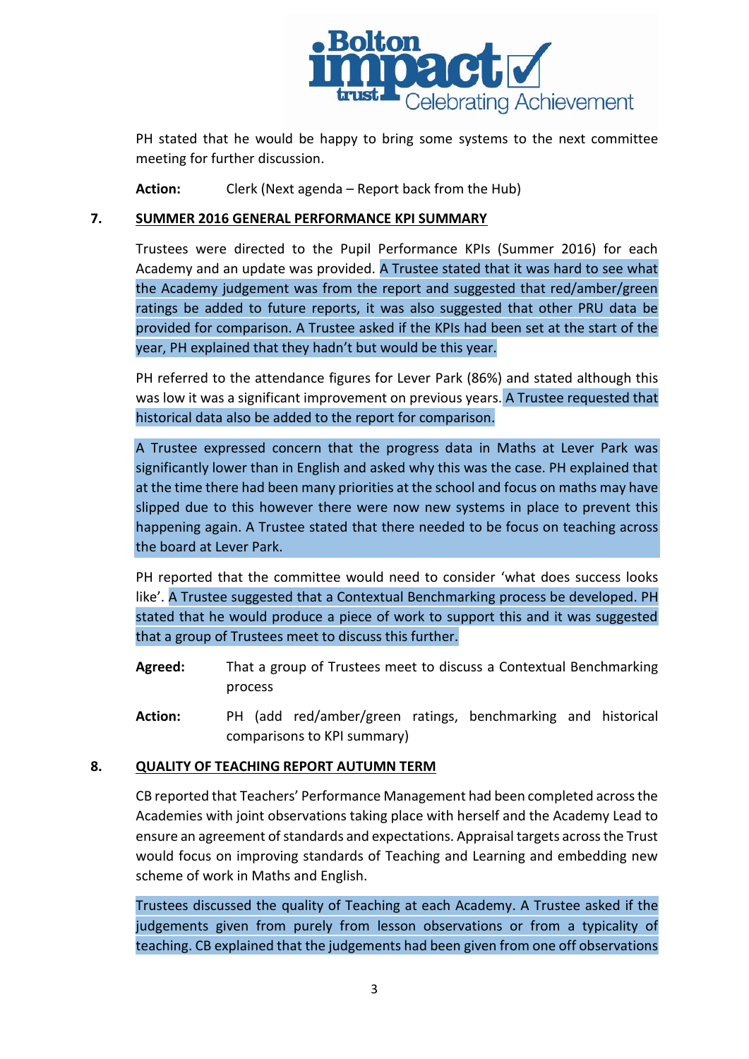PH stated that he would be happy to bring some systems to the next committee meeting for further discussion.

**Action:** Clerk (Next agenda – Report back from the Hub)

## 7. SUMMER 2016 GENERAL PERFORMANCE KPI SUMMARY

Trustees were directed to the Pupil Performance KPIs (Summer 2016) for each Academy and an update was provided. A Trustee stated that it was hard to see what the Academy judgement was from the report and suggested that red/amber/green ratings be added to future reports, it was also suggested that other PRU data be provided for comparison. A Trustee asked if the KPIs had been set at the start of the year, PH explained that they hadn't but would be this year.

PH referred to the attendance figures for Lever Park (86%) and stated although this was low it was a significant improvement on previous years. A Trustee requested that historical data also be added to the report for comparison.

A Trustee expressed concern that the progress data in Maths at Lever Park was significantly lower than in English and asked why this was the case. PH explained that at the time there had been many priorities at the school and focus on maths may have slipped due to this however there were now new systems in place to prevent this happening again. A Trustee stated that there needed to be focus on teaching across the board at Lever Park.

PH reported that the committee would need to consider 'what does success looks like'. A Trustee suggested that a Contextual Benchmarking process be developed. PH stated that he would produce a piece of work to support this and it was suggested that a group of Trustees meet to discuss this further.

**Agreed:** That a group of Trustees meet to discuss a Contextual Benchmarking process

**Action:** PH (add red/amber/green ratings, benchmarking and historical comparisons to KPI summary)

## 8. QUALITY OF TEACHING REPORT AUTUMN TERM

CB reported that Teachers' Performance Management had been completed across the Academies with joint observations taking place with herself and the Academy Lead to ensure an agreement of standards and expectations. Appraisal targets across the Trust would focus on improving standards of Teaching and Learning and embedding new scheme of work in Maths and English.

Trustees discussed the quality of Teaching at each Academy. A Trustee asked if the judgements given from purely from lesson observations or from a typicality of teaching. CB explained that the judgements had been given from one off observations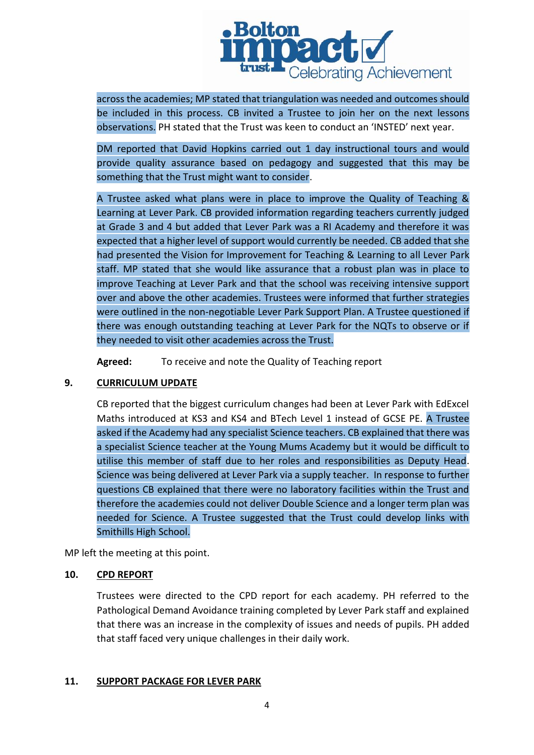across the academies; MP stated that triangulation was needed and outcomes should be included in this process. CB invited a Trustee to join her on the next lessons observations. PH stated that the Trust was keen to conduct an 'INSTED' next year.

DM reported that David Hopkins carried out 1 day instructional tours and would provide quality assurance based on pedagogy and suggested that this may be something that the Trust might want to consider.

A Trustee asked what plans were in place to improve the Quality of Teaching & Learning at Lever Park. CB provided information regarding teachers currently judged at Grade 3 and 4 but added that Lever Park was a RI Academy and therefore it was expected that a higher level of support would currently be needed. CB added that she had presented the Vision for Improvement for Teaching & Learning to all Lever Park staff. MP stated that she would like assurance that a robust plan was in place to improve Teaching at Lever Park and that the school was receiving intensive support over and above the other academies. Trustees were informed that further strategies were outlined in the non-negotiable Lever Park Support Plan. A Trustee questioned if there was enough outstanding teaching at Lever Park for the NQTs to observe or if they needed to visit other academies across the Trust.

**Agreed:** To receive and note the Quality of Teaching report

**9. CURRICULUM UPDATE**

CB reported that the biggest curriculum changes had been at Lever Park with EdExcel Maths introduced at KS3 and KS4 and BTech Level 1 instead of GCSE PE. A Trustee asked if the Academy had any specialist Science teachers. CB explained that there was a specialist Science teacher at the Young Mums Academy but it would be difficult to utilise this member of staff due to her roles and responsibilities as Deputy Head. Science was being delivered at Lever Park via a supply teacher. In response to further questions CB explained that there were no laboratory facilities within the Trust and therefore the academies could not deliver Double Science and a longer term plan was needed for Science. A Trustee suggested that the Trust could develop links with Smithills High School.

MP left the meeting at this point.

**10. CPD REPORT**

Trustees were directed to the CPD report for each academy. PH referred to the Pathological Demand Avoidance training completed by Lever Park staff and explained that there was an increase in the complexity of issues and needs of pupils. PH added that staff faced very unique challenges in their daily work.

**11. SUPPORT PACKAGE FOR LEVER PARK**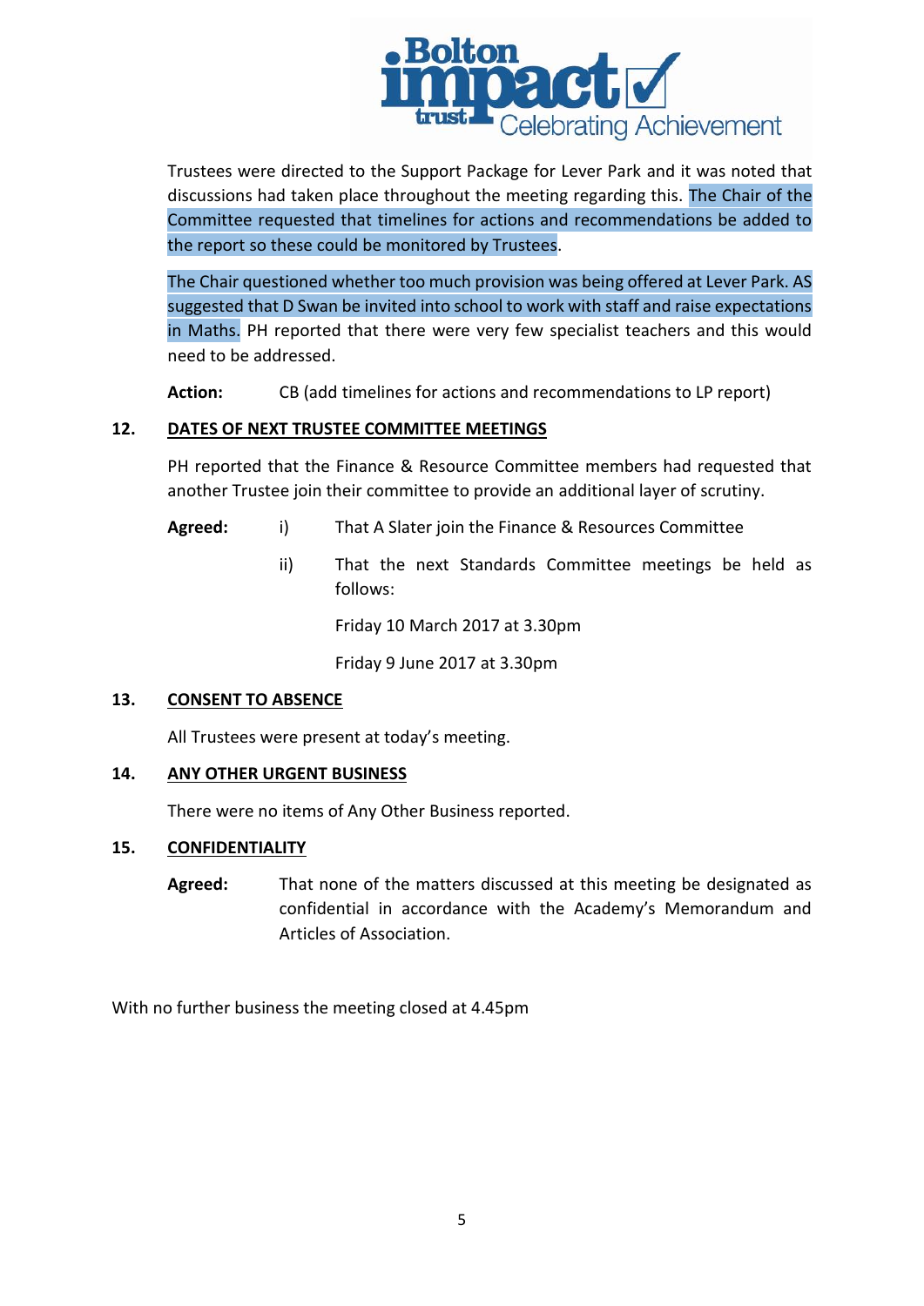Trustees were directed to the Support Package for Lever Park and it was noted that discussions had taken place throughout the meeting regarding this. The Chair of the Committee requested that timelines for actions and recommendations be added to the report so these could be monitored by Trustees.

The Chair questioned whether too much provision was being offered at Lever Park. AS suggested that D Swan be invited into school to work with staff and raise expectations in Maths. PH reported that there were very few specialist teachers and this would need to be addressed.

**Action:** CB (add timelines for actions and recommendations to LP report)

## 12. DATES OF NEXT TRUSTEE COMMITTEE MEETINGS

PH reported that the Finance & Resource Committee members had requested that another Trustee join their committee to provide an additional layer of scrutiny.

**Agreed:**

i) That A Slater join the Finance & Resources Committee

ii) That the next Standards Committee meetings be held as follows:

Friday 10 March 2017 at 3.30pm

Friday 9 June 2017 at 3.30pm

## 13. CONSENT TO ABSENCE

All Trustees were present at today's meeting.

## 14. ANY OTHER URGENT BUSINESS

There were no items of Any Other Business reported.

## 15. CONFIDENTIALITY

**Agreed:** That none of the matters discussed at this meeting be designated as confidential in accordance with the Academy's Memorandum and Articles of Association.

With no further business the meeting closed at 4.45pm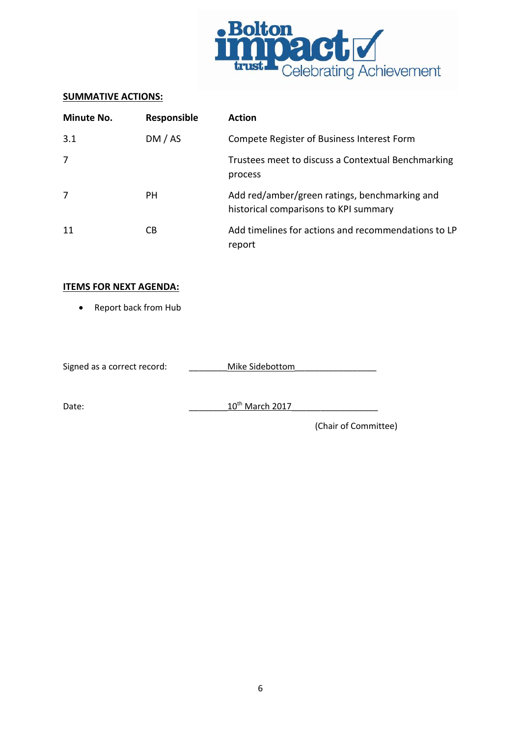**SUMMATIVE ACTIONS:**

| Minute No. | Responsible | Action |
|---|---|---|
| 3.1 | DM / AS | Compete Register of Business Interest Form |
| 7 | | Trustees meet to discuss a Contextual Benchmarking process |
| 7 | PH | Add red/amber/green ratings, benchmarking and historical comparisons to KPI summary |
| 11 | CB | Add timelines for actions and recommendations to LP report |

**ITEMS FOR NEXT AGENDA:**

- Report back from Hub

Signed as a correct record: ________Mike Sidebottom________________

Date: ________10th March 2017_________________

(Chair of Committee)